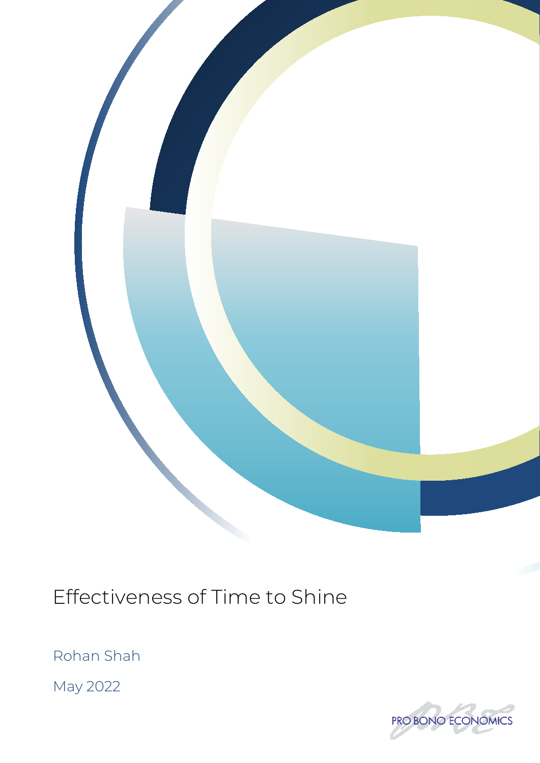# Effectiveness of Time to Shine

Rohan Shah

May 2022

PRO BONO ECONOMICS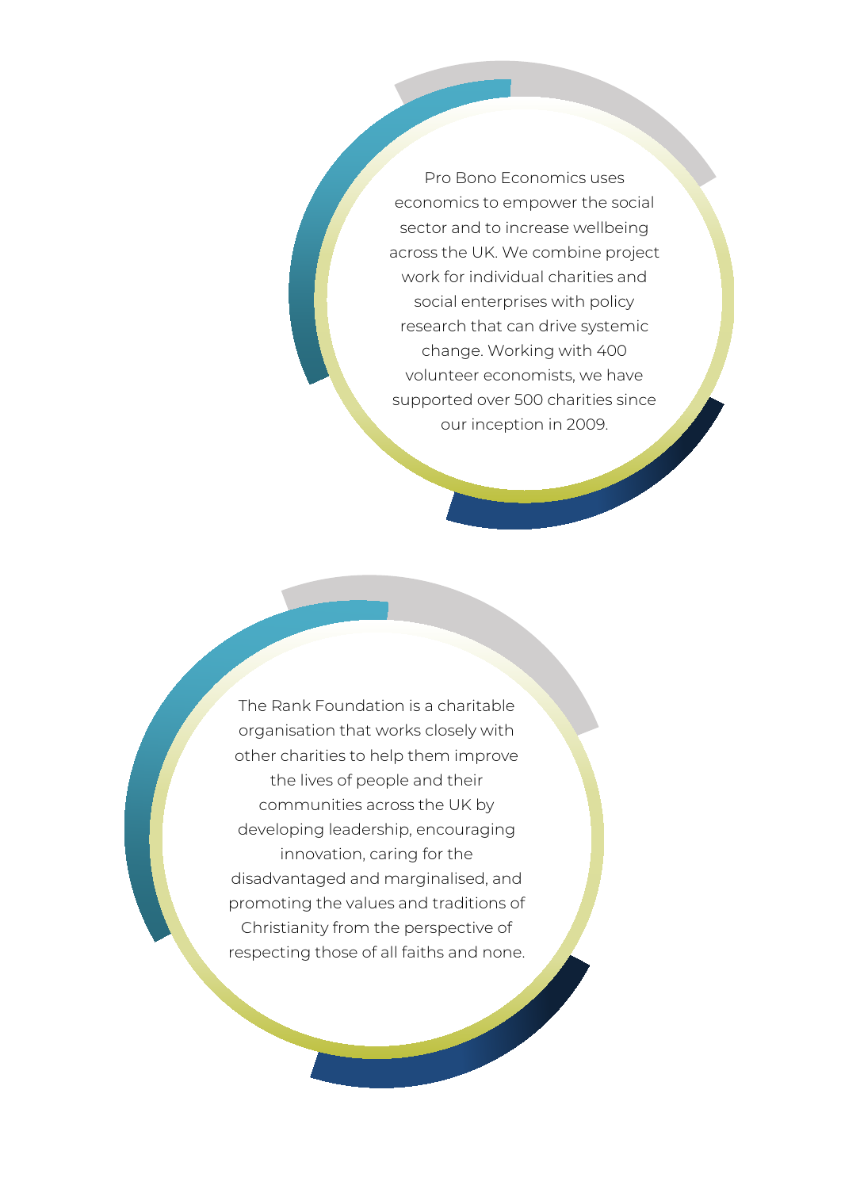Pro Bono Economics uses economics to empower the social sector and to increase wellbeing across the UK. We combine project work for individual charities and social enterprises with policy research that can drive systemic change. Working with 400 volunteer economists, we have supported over 500 charities since our inception in 2009.

The Rank Foundation is a charitable organisation that works closely with other charities to help them improve the lives of people and their communities across the UK by developing leadership, encouraging innovation, caring for the disadvantaged and marginalised, and promoting the values and traditions of Christianity from the perspective of respecting those of all faiths and none.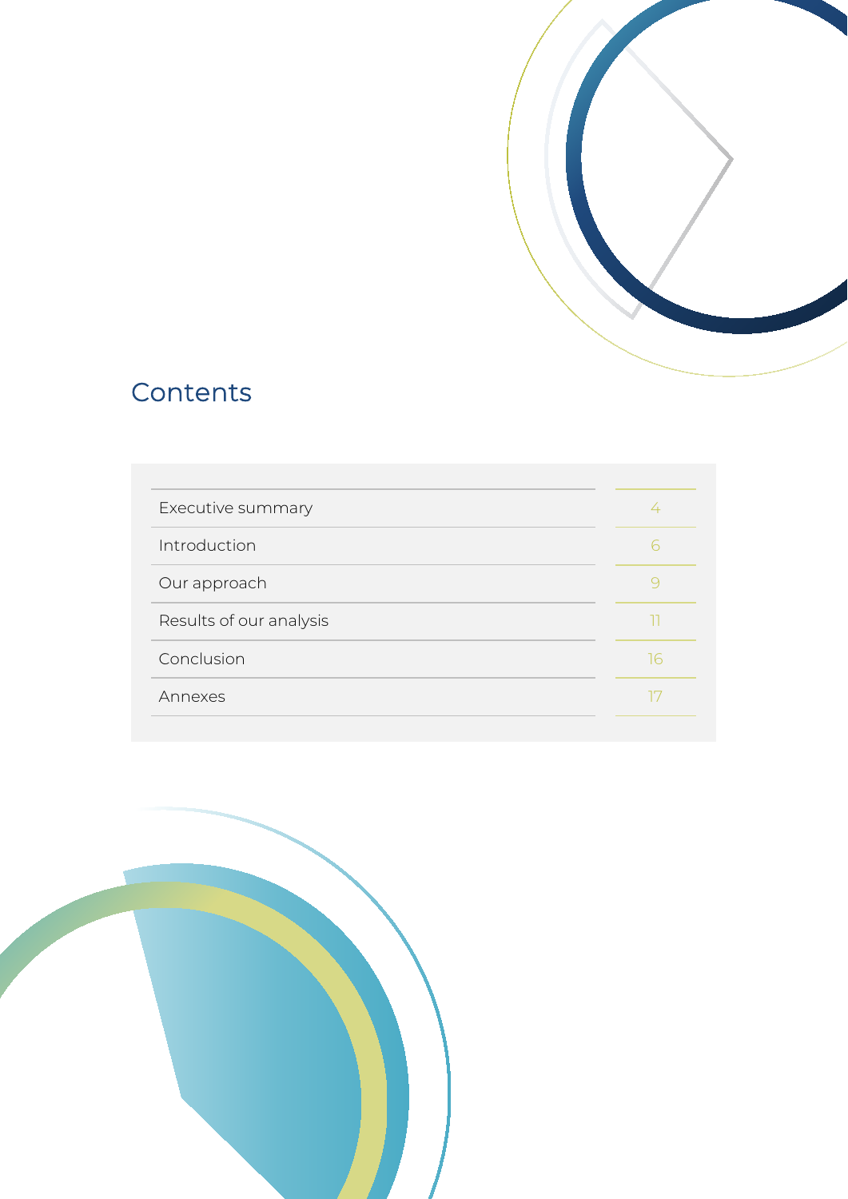# Contents

| | |
|---|---|
| Executive summary | 4 |
| Introduction | 6 |
| Our approach | 9 |
| Results of our analysis | 11 |
| Conclusion | 16 |
| Annexes | 17 |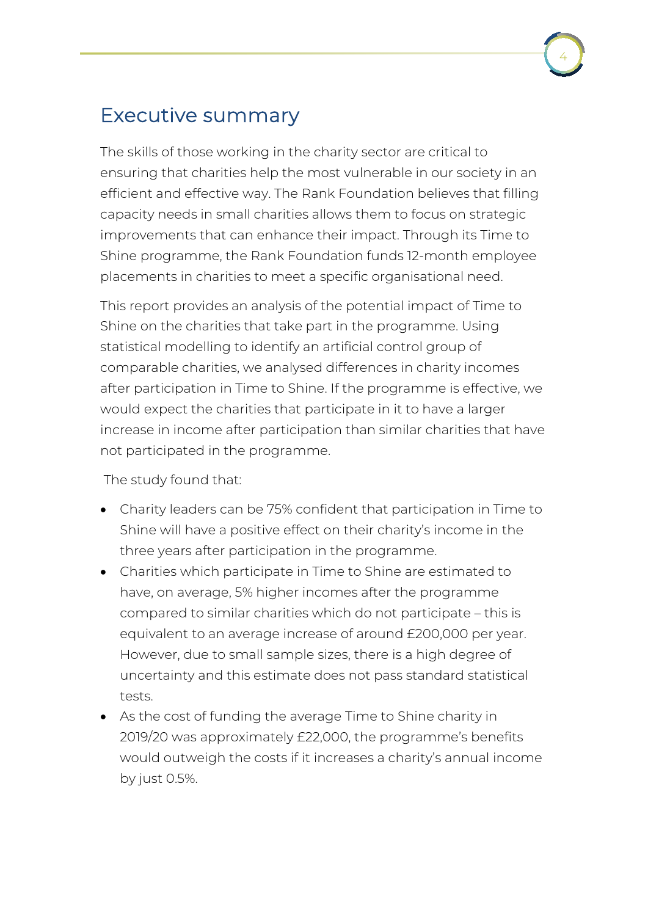# Executive summary

The skills of those working in the charity sector are critical to ensuring that charities help the most vulnerable in our society in an efficient and effective way. The Rank Foundation believes that filling capacity needs in small charities allows them to focus on strategic improvements that can enhance their impact. Through its Time to Shine programme, the Rank Foundation funds 12-month employee placements in charities to meet a specific organisational need.

This report provides an analysis of the potential impact of Time to Shine on the charities that take part in the programme. Using statistical modelling to identify an artificial control group of comparable charities, we analysed differences in charity incomes after participation in Time to Shine. If the programme is effective, we would expect the charities that participate in it to have a larger increase in income after participation than similar charities that have not participated in the programme.

The study found that:

- Charity leaders can be 75% confident that participation in Time to Shine will have a positive effect on their charity's income in the three years after participation in the programme.
- Charities which participate in Time to Shine are estimated to have, on average, 5% higher incomes after the programme compared to similar charities which do not participate – this is equivalent to an average increase of around £200,000 per year. However, due to small sample sizes, there is a high degree of uncertainty and this estimate does not pass standard statistical tests.
- As the cost of funding the average Time to Shine charity in 2019/20 was approximately £22,000, the programme's benefits would outweigh the costs if it increases a charity's annual income by just 0.5%.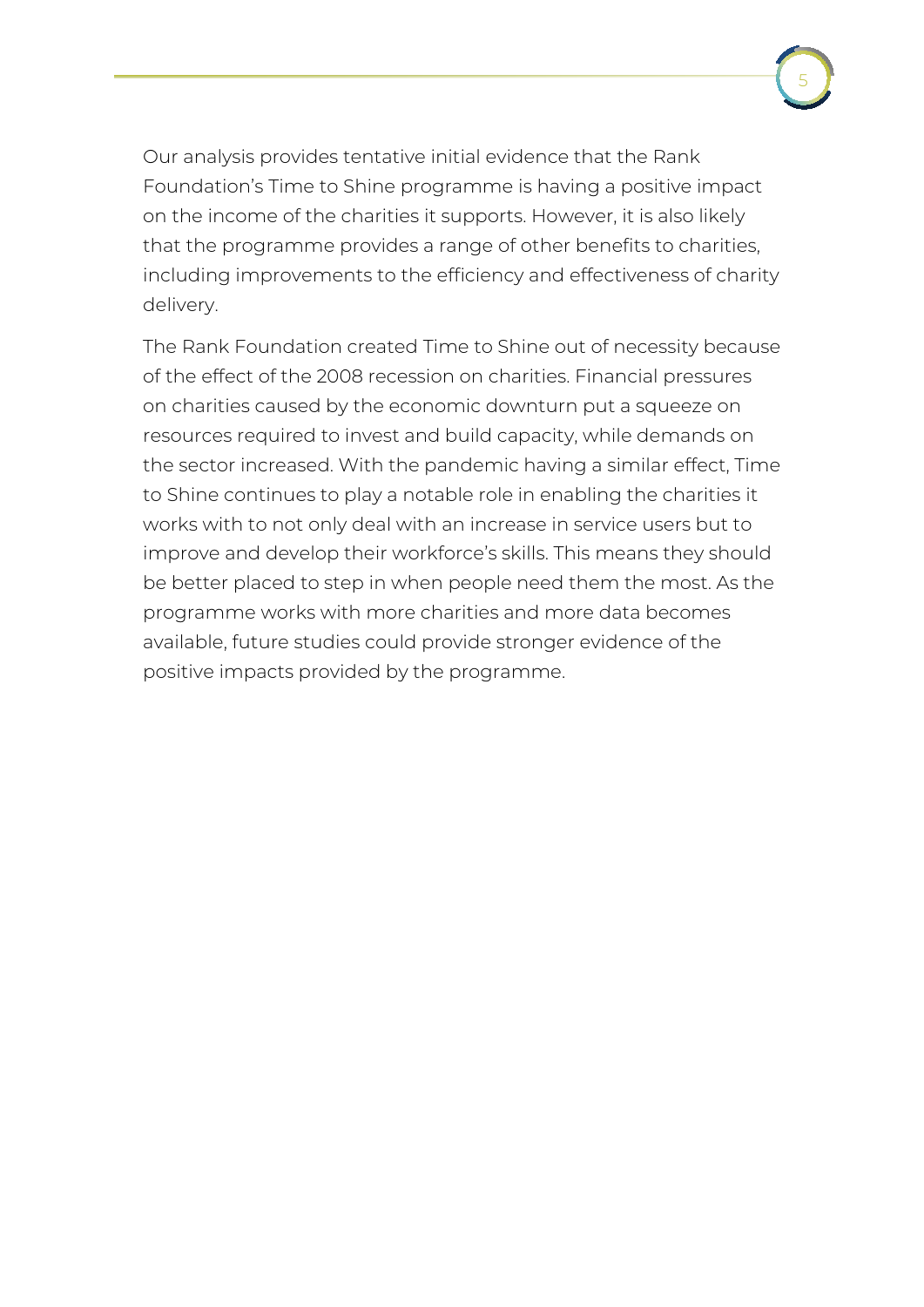Our analysis provides tentative initial evidence that the Rank Foundation's Time to Shine programme is having a positive impact on the income of the charities it supports. However, it is also likely that the programme provides a range of other benefits to charities, including improvements to the efficiency and effectiveness of charity delivery.

The Rank Foundation created Time to Shine out of necessity because of the effect of the 2008 recession on charities. Financial pressures on charities caused by the economic downturn put a squeeze on resources required to invest and build capacity, while demands on the sector increased. With the pandemic having a similar effect, Time to Shine continues to play a notable role in enabling the charities it works with to not only deal with an increase in service users but to improve and develop their workforce's skills. This means they should be better placed to step in when people need them the most. As the programme works with more charities and more data becomes available, future studies could provide stronger evidence of the positive impacts provided by the programme.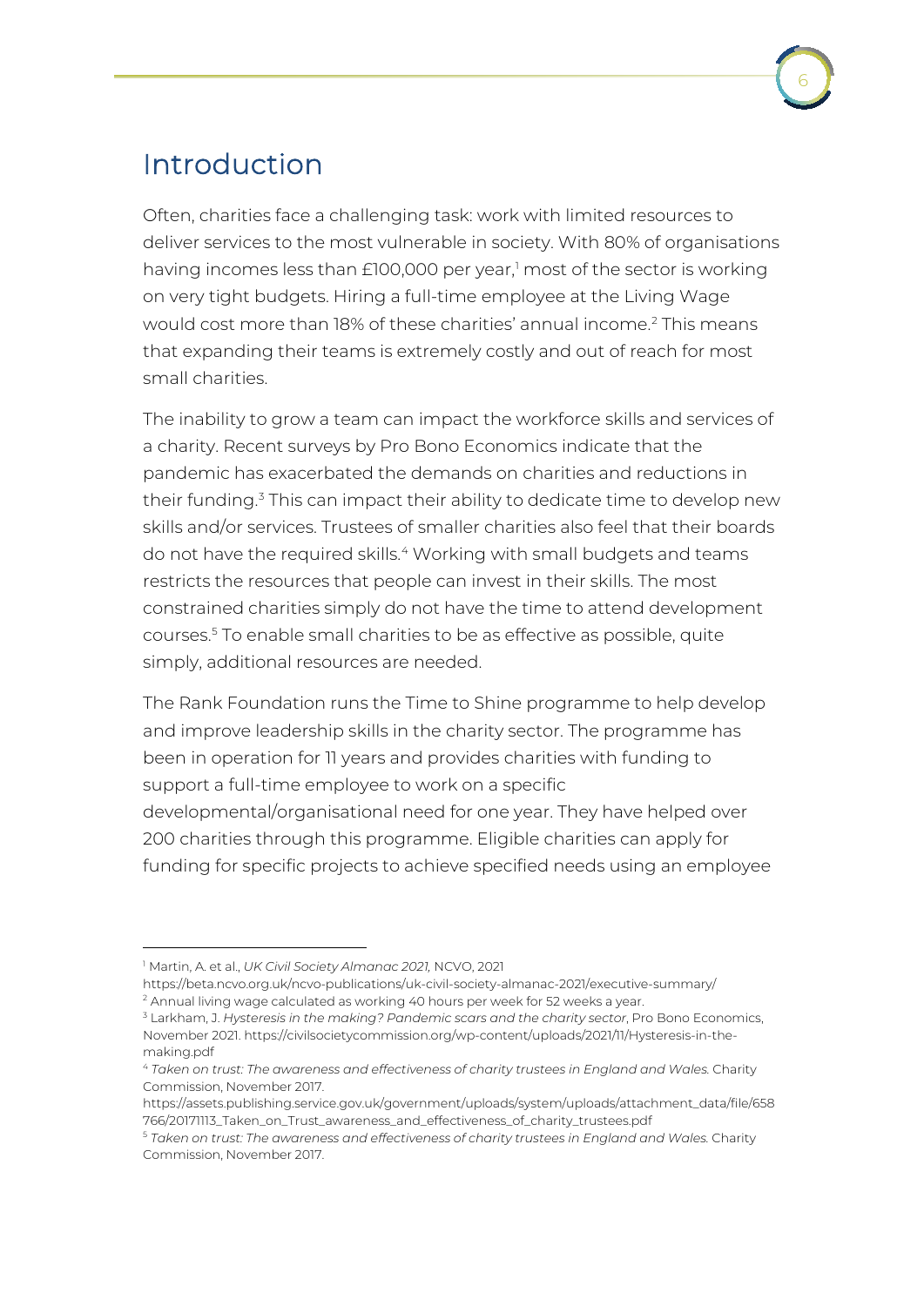# Introduction

Often, charities face a challenging task: work with limited resources to deliver services to the most vulnerable in society. With 80% of organisations having incomes less than £100,000 per year,[1] most of the sector is working on very tight budgets. Hiring a full-time employee at the Living Wage would cost more than 18% of these charities' annual income.[2] This means that expanding their teams is extremely costly and out of reach for most small charities.

The inability to grow a team can impact the workforce skills and services of a charity. Recent surveys by Pro Bono Economics indicate that the pandemic has exacerbated the demands on charities and reductions in their funding.[3] This can impact their ability to dedicate time to develop new skills and/or services. Trustees of smaller charities also feel that their boards do not have the required skills.[4] Working with small budgets and teams restricts the resources that people can invest in their skills. The most constrained charities simply do not have the time to attend development courses.[5] To enable small charities to be as effective as possible, quite simply, additional resources are needed.

The Rank Foundation runs the Time to Shine programme to help develop and improve leadership skills in the charity sector. The programme has been in operation for 11 years and provides charities with funding to support a full-time employee to work on a specific developmental/organisational need for one year. They have helped over 200 charities through this programme. Eligible charities can apply for funding for specific projects to achieve specified needs using an employee

---

[1] Martin, A. et al., *UK Civil Society Almanac 2021,* NCVO, 2021 https://beta.ncvo.org.uk/ncvo-publications/uk-civil-society-almanac-2021/executive-summary/

[2] Annual living wage calculated as working 40 hours per week for 52 weeks a year.

[3] Larkham, J. *Hysteresis in the making? Pandemic scars and the charity sector*, Pro Bono Economics, November 2021. https://civilsocietycommission.org/wp-content/uploads/2021/11/Hysteresis-in-the-making.pdf

[4] *Taken on trust: The awareness and effectiveness of charity trustees in England and Wales.* Charity Commission, November 2017. https://assets.publishing.service.gov.uk/government/uploads/system/uploads/attachment_data/file/658766/20171113_Taken_on_Trust_awareness_and_effectiveness_of_charity_trustees.pdf

[5] *Taken on trust: The awareness and effectiveness of charity trustees in England and Wales.* Charity Commission, November 2017.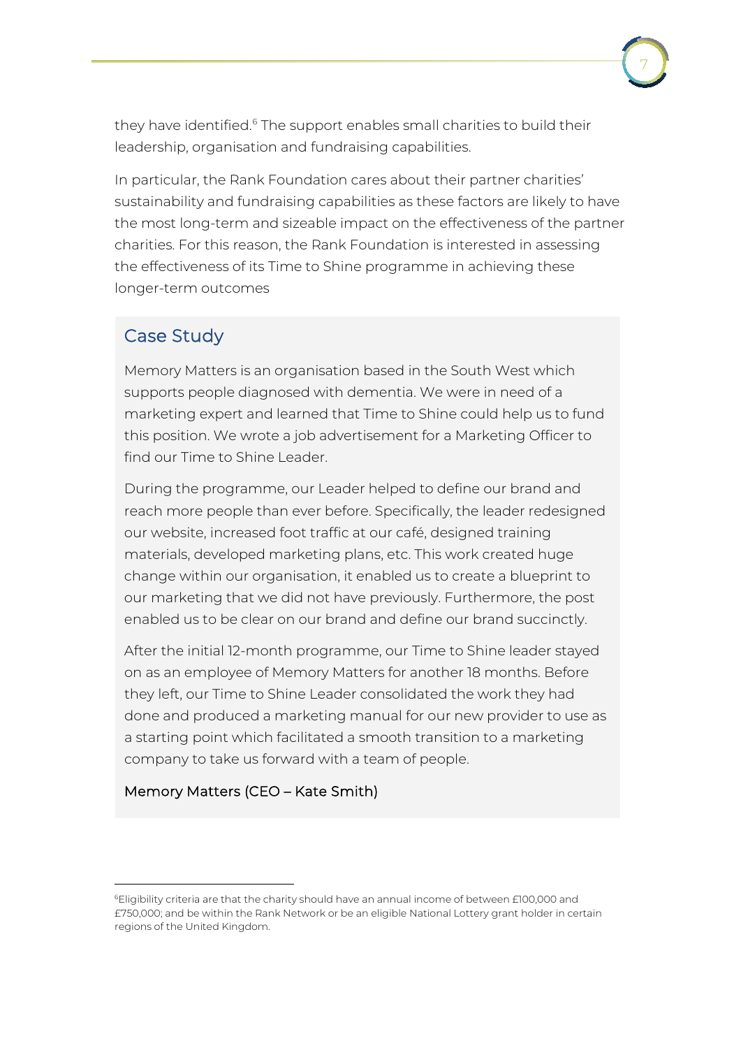they have identified.[6] The support enables small charities to build their leadership, organisation and fundraising capabilities.

In particular, the Rank Foundation cares about their partner charities' sustainability and fundraising capabilities as these factors are likely to have the most long-term and sizeable impact on the effectiveness of the partner charities. For this reason, the Rank Foundation is interested in assessing the effectiveness of its Time to Shine programme in achieving these longer-term outcomes

## Case Study

Memory Matters is an organisation based in the South West which supports people diagnosed with dementia. We were in need of a marketing expert and learned that Time to Shine could help us to fund this position. We wrote a job advertisement for a Marketing Officer to find our Time to Shine Leader.

During the programme, our Leader helped to define our brand and reach more people than ever before. Specifically, the leader redesigned our website, increased foot traffic at our café, designed training materials, developed marketing plans, etc. This work created huge change within our organisation, it enabled us to create a blueprint to our marketing that we did not have previously. Furthermore, the post enabled us to be clear on our brand and define our brand succinctly.

After the initial 12-month programme, our Time to Shine leader stayed on as an employee of Memory Matters for another 18 months. Before they left, our Time to Shine Leader consolidated the work they had done and produced a marketing manual for our new provider to use as a starting point which facilitated a smooth transition to a marketing company to take us forward with a team of people.

Memory Matters (CEO – Kate Smith)

---

[6] Eligibility criteria are that the charity should have an annual income of between £100,000 and £750,000; and be within the Rank Network or be an eligible National Lottery grant holder in certain regions of the United Kingdom.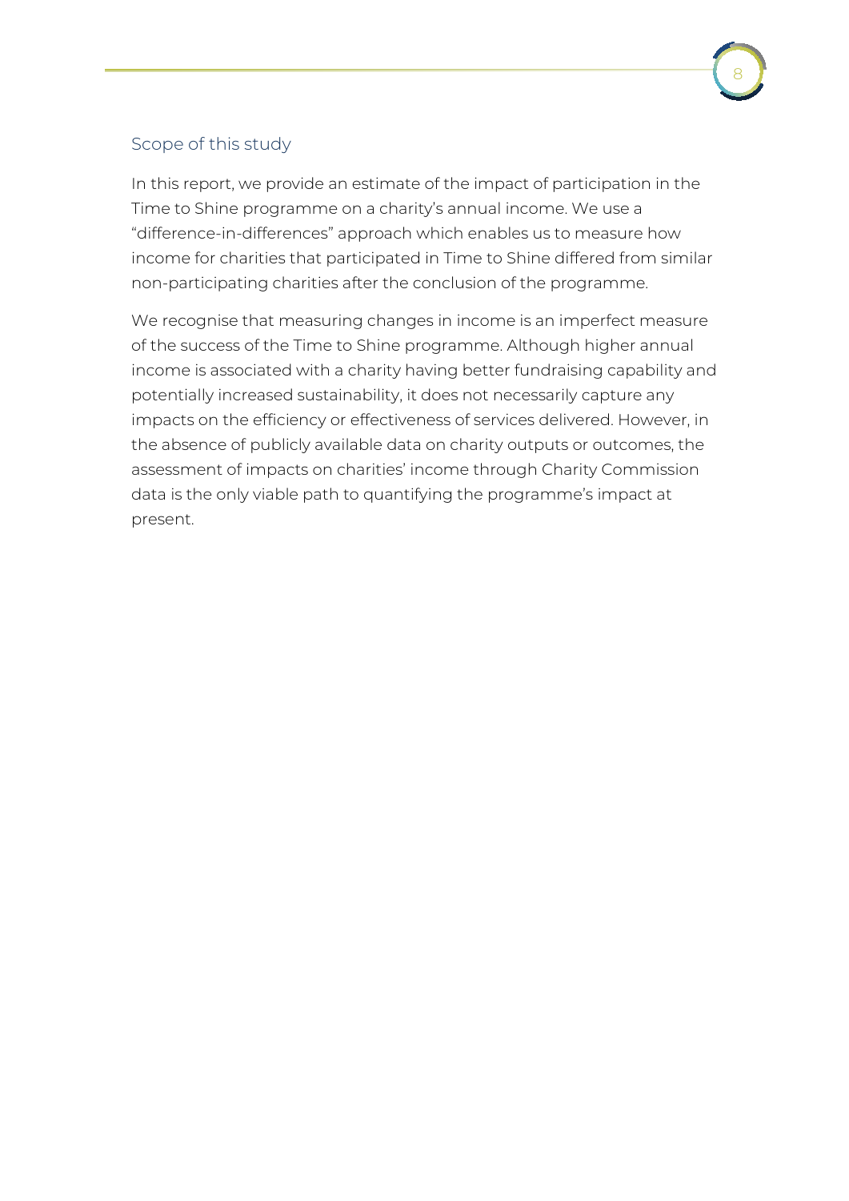## Scope of this study

In this report, we provide an estimate of the impact of participation in the Time to Shine programme on a charity's annual income. We use a "difference-in-differences" approach which enables us to measure how income for charities that participated in Time to Shine differed from similar non-participating charities after the conclusion of the programme.

We recognise that measuring changes in income is an imperfect measure of the success of the Time to Shine programme. Although higher annual income is associated with a charity having better fundraising capability and potentially increased sustainability, it does not necessarily capture any impacts on the efficiency or effectiveness of services delivered. However, in the absence of publicly available data on charity outputs or outcomes, the assessment of impacts on charities' income through Charity Commission data is the only viable path to quantifying the programme's impact at present.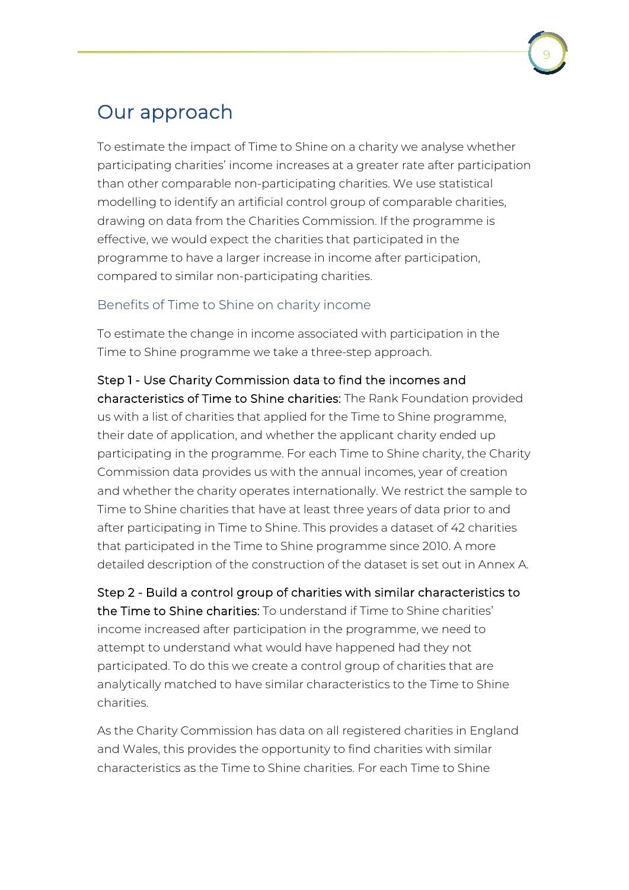# Our approach

To estimate the impact of Time to Shine on a charity we analyse whether participating charities' income increases at a greater rate after participation than other comparable non-participating charities. We use statistical modelling to identify an artificial control group of comparable charities, drawing on data from the Charities Commission. If the programme is effective, we would expect the charities that participated in the programme to have a larger increase in income after participation, compared to similar non-participating charities.

## Benefits of Time to Shine on charity income

To estimate the change in income associated with participation in the Time to Shine programme we take a three-step approach.

**Step 1 - Use Charity Commission data to find the incomes and characteristics of Time to Shine charities:** The Rank Foundation provided us with a list of charities that applied for the Time to Shine programme, their date of application, and whether the applicant charity ended up participating in the programme. For each Time to Shine charity, the Charity Commission data provides us with the annual incomes, year of creation and whether the charity operates internationally. We restrict the sample to Time to Shine charities that have at least three years of data prior to and after participating in Time to Shine. This provides a dataset of 42 charities that participated in the Time to Shine programme since 2010. A more detailed description of the construction of the dataset is set out in Annex A.

**Step 2 - Build a control group of charities with similar characteristics to the Time to Shine charities:** To understand if Time to Shine charities' income increased after participation in the programme, we need to attempt to understand what would have happened had they not participated. To do this we create a control group of charities that are analytically matched to have similar characteristics to the Time to Shine charities.

As the Charity Commission has data on all registered charities in England and Wales, this provides the opportunity to find charities with similar characteristics as the Time to Shine charities. For each Time to Shine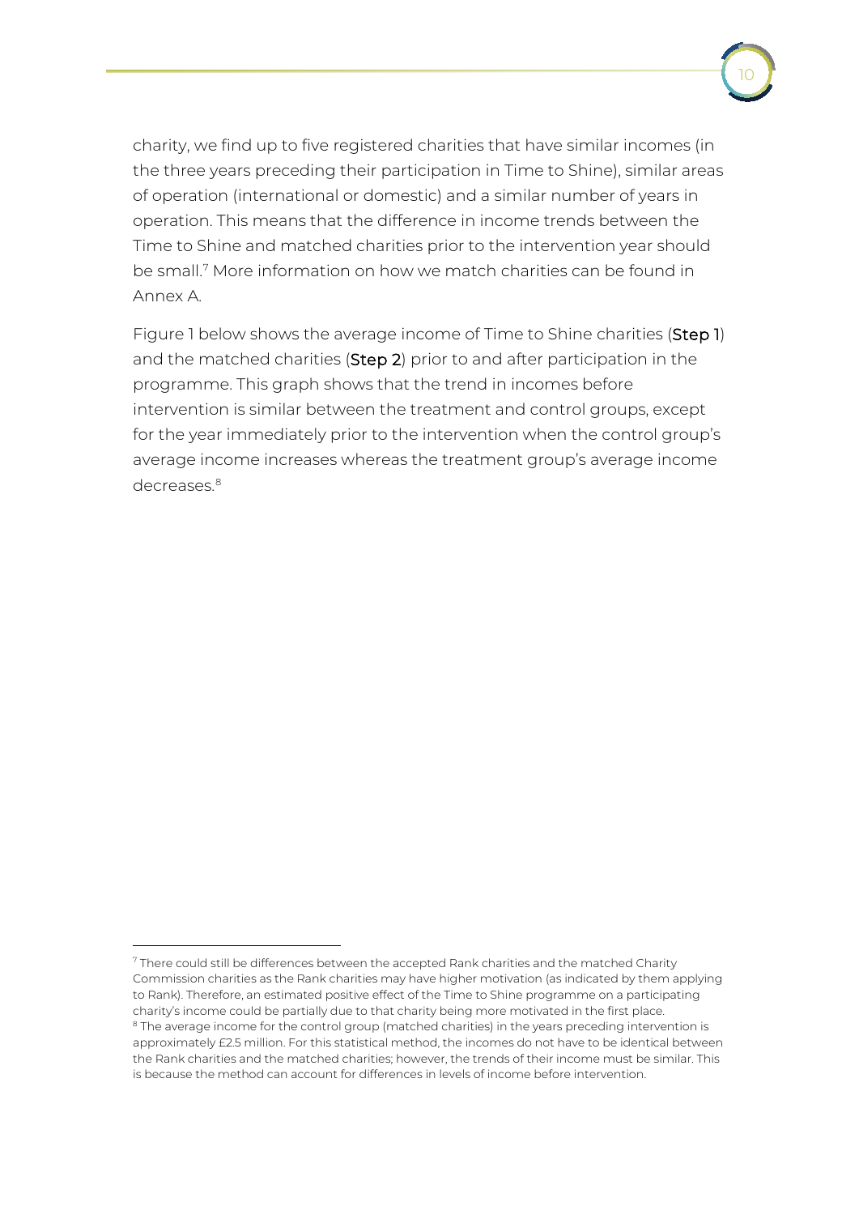charity, we find up to five registered charities that have similar incomes (in the three years preceding their participation in Time to Shine), similar areas of operation (international or domestic) and a similar number of years in operation. This means that the difference in income trends between the Time to Shine and matched charities prior to the intervention year should be small.[7] More information on how we match charities can be found in Annex A.

Figure 1 below shows the average income of Time to Shine charities (**Step 1**) and the matched charities (**Step 2**) prior to and after participation in the programme. This graph shows that the trend in incomes before intervention is similar between the treatment and control groups, except for the year immediately prior to the intervention when the control group's average income increases whereas the treatment group's average income decreases.[8]

---

[7] There could still be differences between the accepted Rank charities and the matched Charity Commission charities as the Rank charities may have higher motivation (as indicated by them applying to Rank). Therefore, an estimated positive effect of the Time to Shine programme on a participating charity's income could be partially due to that charity being more motivated in the first place.

[8] The average income for the control group (matched charities) in the years preceding intervention is approximately £2.5 million. For this statistical method, the incomes do not have to be identical between the Rank charities and the matched charities; however, the trends of their income must be similar. This is because the method can account for differences in levels of income before intervention.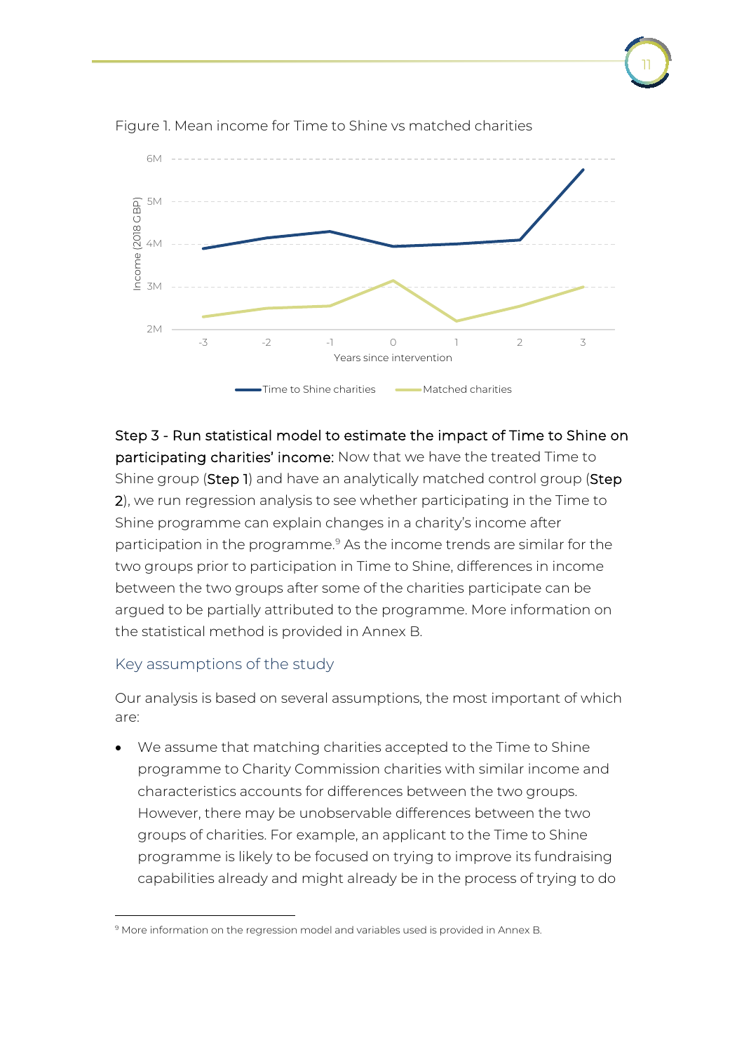Figure 1. Mean income for Time to Shine vs matched charities

**Step 3 - Run statistical model to estimate the impact of Time to Shine on participating charities' income:** Now that we have the treated Time to Shine group (**Step 1**) and have an analytically matched control group (**Step 2**), we run regression analysis to see whether participating in the Time to Shine programme can explain changes in a charity's income after participation in the programme.[9] As the income trends are similar for the two groups prior to participation in Time to Shine, differences in income between the two groups after some of the charities participate can be argued to be partially attributed to the programme. More information on the statistical method is provided in Annex B.

## Key assumptions of the study

Our analysis is based on several assumptions, the most important of which are:

- We assume that matching charities accepted to the Time to Shine programme to Charity Commission charities with similar income and characteristics accounts for differences between the two groups. However, there may be unobservable differences between the two groups of charities. For example, an applicant to the Time to Shine programme is likely to be focused on trying to improve its fundraising capabilities already and might already be in the process of trying to do

[9] More information on the regression model and variables used is provided in Annex B.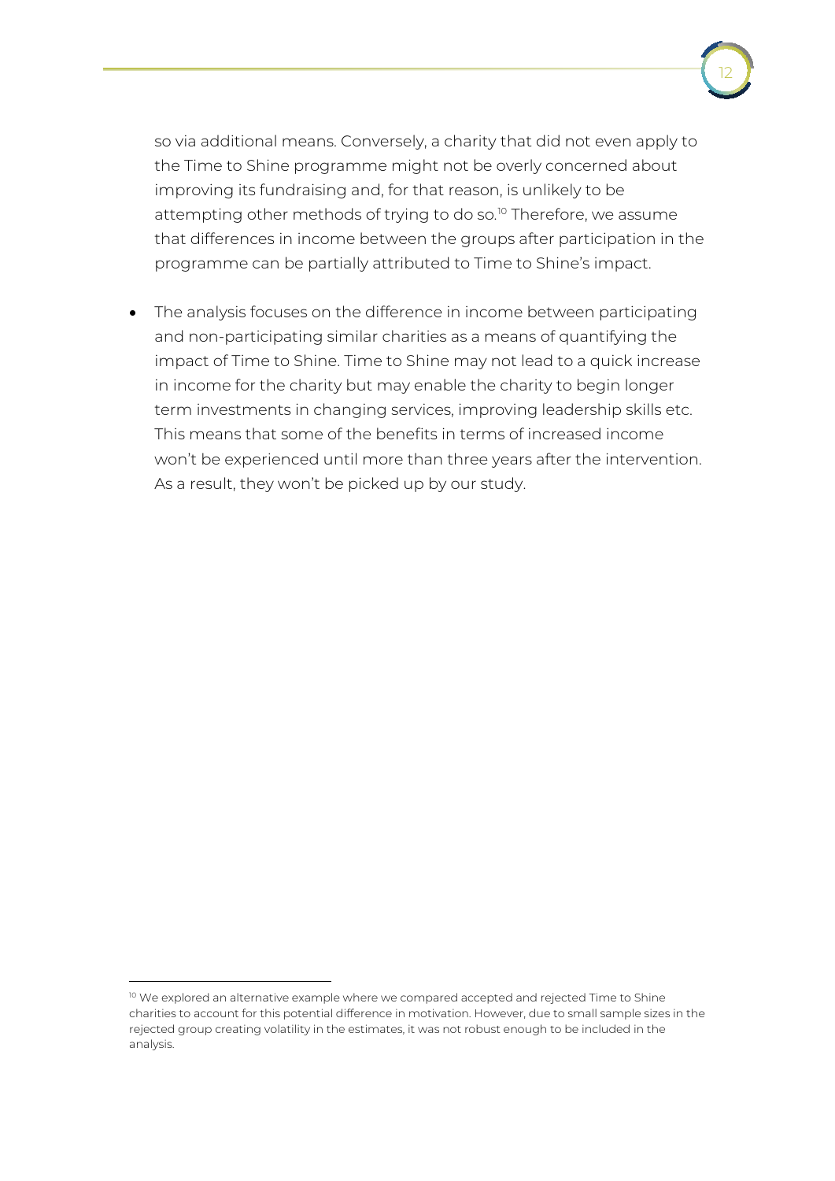so via additional means. Conversely, a charity that did not even apply to the Time to Shine programme might not be overly concerned about improving its fundraising and, for that reason, is unlikely to be attempting other methods of trying to do so.[10] Therefore, we assume that differences in income between the groups after participation in the programme can be partially attributed to Time to Shine's impact.

- The analysis focuses on the difference in income between participating and non-participating similar charities as a means of quantifying the impact of Time to Shine. Time to Shine may not lead to a quick increase in income for the charity but may enable the charity to begin longer term investments in changing services, improving leadership skills etc. This means that some of the benefits in terms of increased income won't be experienced until more than three years after the intervention. As a result, they won't be picked up by our study.

---

[10] We explored an alternative example where we compared accepted and rejected Time to Shine charities to account for this potential difference in motivation. However, due to small sample sizes in the rejected group creating volatility in the estimates, it was not robust enough to be included in the analysis.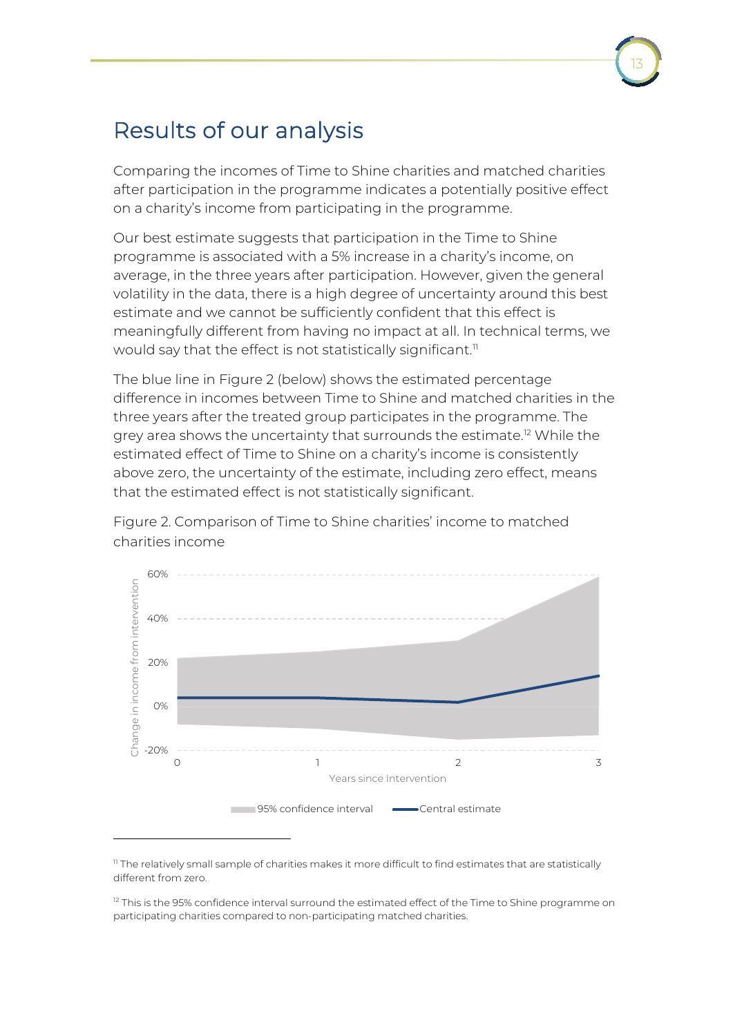# Results of our analysis

Comparing the incomes of Time to Shine charities and matched charities after participation in the programme indicates a potentially positive effect on a charity's income from participating in the programme.

Our best estimate suggests that participation in the Time to Shine programme is associated with a 5% increase in a charity's income, on average, in the three years after participation. However, given the general volatility in the data, there is a high degree of uncertainty around this best estimate and we cannot be sufficiently confident that this effect is meaningfully different from having no impact at all. In technical terms, we would say that the effect is not statistically significant.[11]

The blue line in Figure 2 (below) shows the estimated percentage difference in incomes between Time to Shine and matched charities in the three years after the treated group participates in the programme. The grey area shows the uncertainty that surrounds the estimate.[12] While the estimated effect of Time to Shine on a charity's income is consistently above zero, the uncertainty of the estimate, including zero effect, means that the estimated effect is not statistically significant.

Figure 2. Comparison of Time to Shine charities' income to matched charities income

[11] The relatively small sample of charities makes it more difficult to find estimates that are statistically different from zero.

[12] This is the 95% confidence interval surround the estimated effect of the Time to Shine programme on participating charities compared to non-participating matched charities.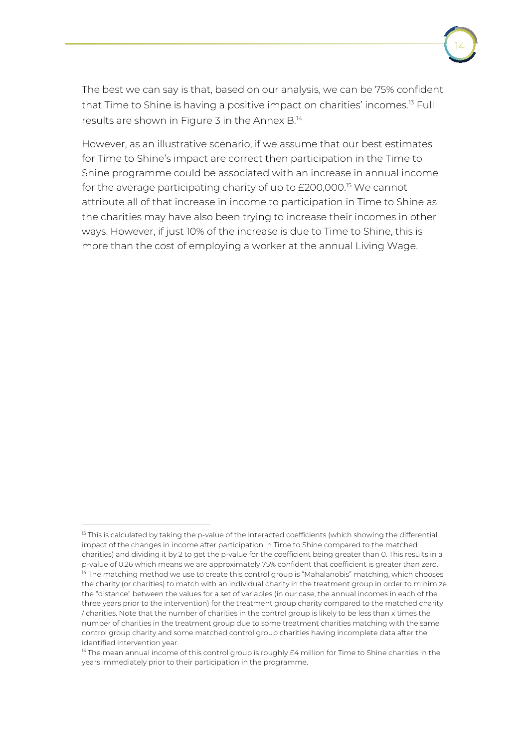The best we can say is that, based on our analysis, we can be 75% confident that Time to Shine is having a positive impact on charities' incomes.[13] Full results are shown in Figure 3 in the Annex B.[14]

However, as an illustrative scenario, if we assume that our best estimates for Time to Shine's impact are correct then participation in the Time to Shine programme could be associated with an increase in annual income for the average participating charity of up to £200,000.[15] We cannot attribute all of that increase in income to participation in Time to Shine as the charities may have also been trying to increase their incomes in other ways. However, if just 10% of the increase is due to Time to Shine, this is more than the cost of employing a worker at the annual Living Wage.

---

[13] This is calculated by taking the p-value of the interacted coefficients (which showing the differential impact of the changes in income after participation in Time to Shine compared to the matched charities) and dividing it by 2 to get the p-value for the coefficient being greater than 0. This results in a p-value of 0.26 which means we are approximately 75% confident that coefficient is greater than zero.

[14] The matching method we use to create this control group is "Mahalanobis" matching, which chooses the charity (or charities) to match with an individual charity in the treatment group in order to minimize the "distance" between the values for a set of variables (in our case, the annual incomes in each of the three years prior to the intervention) for the treatment group charity compared to the matched charity / charities. Note that the number of charities in the control group is likely to be less than x times the number of charities in the treatment group due to some treatment charities matching with the same control group charity and some matched control group charities having incomplete data after the identified intervention year.

[15] The mean annual income of this control group is roughly £4 million for Time to Shine charities in the years immediately prior to their participation in the programme.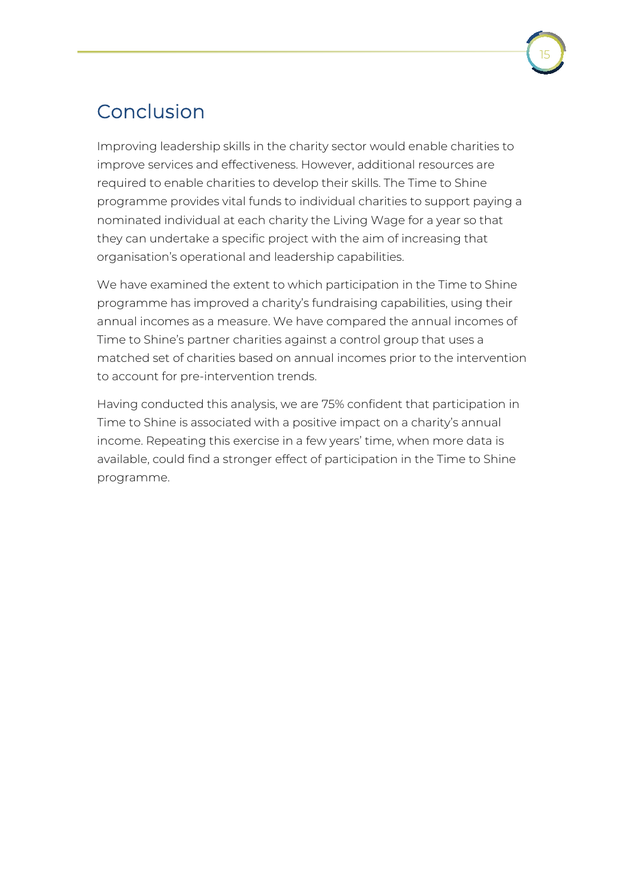# Conclusion

Improving leadership skills in the charity sector would enable charities to improve services and effectiveness. However, additional resources are required to enable charities to develop their skills. The Time to Shine programme provides vital funds to individual charities to support paying a nominated individual at each charity the Living Wage for a year so that they can undertake a specific project with the aim of increasing that organisation's operational and leadership capabilities.

We have examined the extent to which participation in the Time to Shine programme has improved a charity's fundraising capabilities, using their annual incomes as a measure. We have compared the annual incomes of Time to Shine's partner charities against a control group that uses a matched set of charities based on annual incomes prior to the intervention to account for pre-intervention trends.

Having conducted this analysis, we are 75% confident that participation in Time to Shine is associated with a positive impact on a charity's annual income. Repeating this exercise in a few years' time, when more data is available, could find a stronger effect of participation in the Time to Shine programme.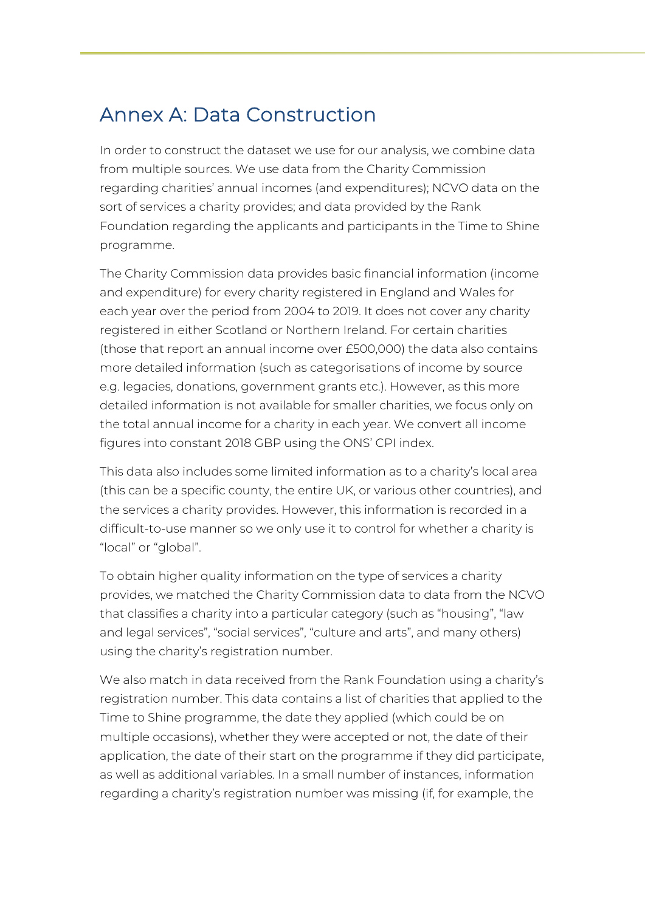# Annex A: Data Construction

In order to construct the dataset we use for our analysis, we combine data from multiple sources. We use data from the Charity Commission regarding charities' annual incomes (and expenditures); NCVO data on the sort of services a charity provides; and data provided by the Rank Foundation regarding the applicants and participants in the Time to Shine programme.

The Charity Commission data provides basic financial information (income and expenditure) for every charity registered in England and Wales for each year over the period from 2004 to 2019. It does not cover any charity registered in either Scotland or Northern Ireland. For certain charities (those that report an annual income over £500,000) the data also contains more detailed information (such as categorisations of income by source e.g. legacies, donations, government grants etc.). However, as this more detailed information is not available for smaller charities, we focus only on the total annual income for a charity in each year. We convert all income figures into constant 2018 GBP using the ONS' CPI index.

This data also includes some limited information as to a charity's local area (this can be a specific county, the entire UK, or various other countries), and the services a charity provides. However, this information is recorded in a difficult-to-use manner so we only use it to control for whether a charity is "local" or "global".

To obtain higher quality information on the type of services a charity provides, we matched the Charity Commission data to data from the NCVO that classifies a charity into a particular category (such as "housing", "law and legal services", "social services", "culture and arts", and many others) using the charity's registration number.

We also match in data received from the Rank Foundation using a charity's registration number. This data contains a list of charities that applied to the Time to Shine programme, the date they applied (which could be on multiple occasions), whether they were accepted or not, the date of their application, the date of their start on the programme if they did participate, as well as additional variables. In a small number of instances, information regarding a charity's registration number was missing (if, for example, the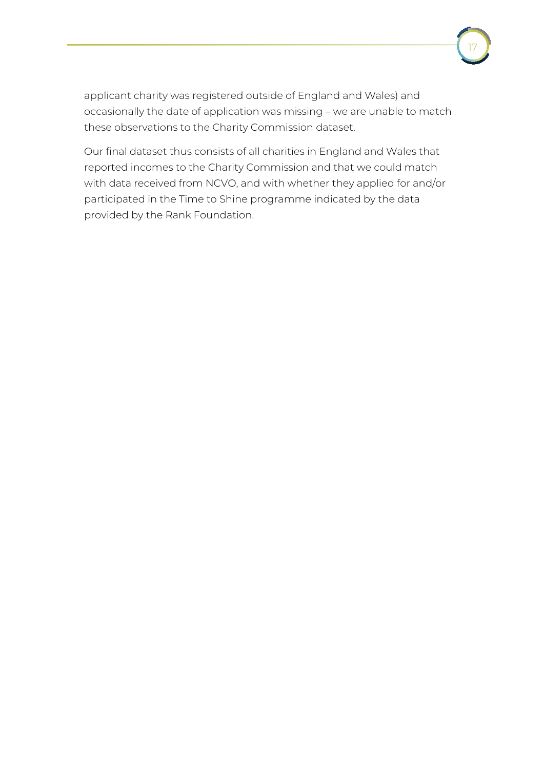applicant charity was registered outside of England and Wales) and occasionally the date of application was missing – we are unable to match these observations to the Charity Commission dataset.

Our final dataset thus consists of all charities in England and Wales that reported incomes to the Charity Commission and that we could match with data received from NCVO, and with whether they applied for and/or participated in the Time to Shine programme indicated by the data provided by the Rank Foundation.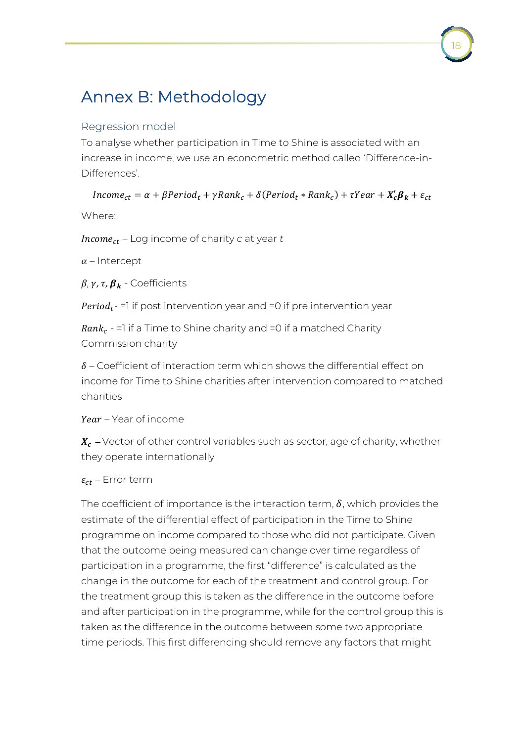# Annex B: Methodology

## Regression model

To analyse whether participation in Time to Shine is associated with an increase in income, we use an econometric method called 'Difference-in-Differences'.

$$Income_{ct} = \alpha + \beta Period_t + \gamma Rank_c + \delta(Period_t * Rank_c) + \tau Year + \boldsymbol{X}_c' \boldsymbol{\beta}_k + \varepsilon_{ct}$$

Where:

$Income_{ct}$ – Log income of charity *c* at year *t*

$\alpha$ – Intercept

$\beta, \gamma, \tau, \boldsymbol{\beta}_k$ - Coefficients

$Period_t$ - =1 if post intervention year and =0 if pre intervention year

$Rank_c$ - =1 if a Time to Shine charity and =0 if a matched Charity Commission charity

$\delta$ – Coefficient of interaction term which shows the differential effect on income for Time to Shine charities after intervention compared to matched charities

$Year$ – Year of income

$\boldsymbol{X}_c$ – Vector of other control variables such as sector, age of charity, whether they operate internationally

$\varepsilon_{ct}$ – Error term

The coefficient of importance is the interaction term, $\boldsymbol{\delta}$, which provides the estimate of the differential effect of participation in the Time to Shine programme on income compared to those who did not participate. Given that the outcome being measured can change over time regardless of participation in a programme, the first "difference" is calculated as the change in the outcome for each of the treatment and control group. For the treatment group this is taken as the difference in the outcome before and after participation in the programme, while for the control group this is taken as the difference in the outcome between some two appropriate time periods. This first differencing should remove any factors that might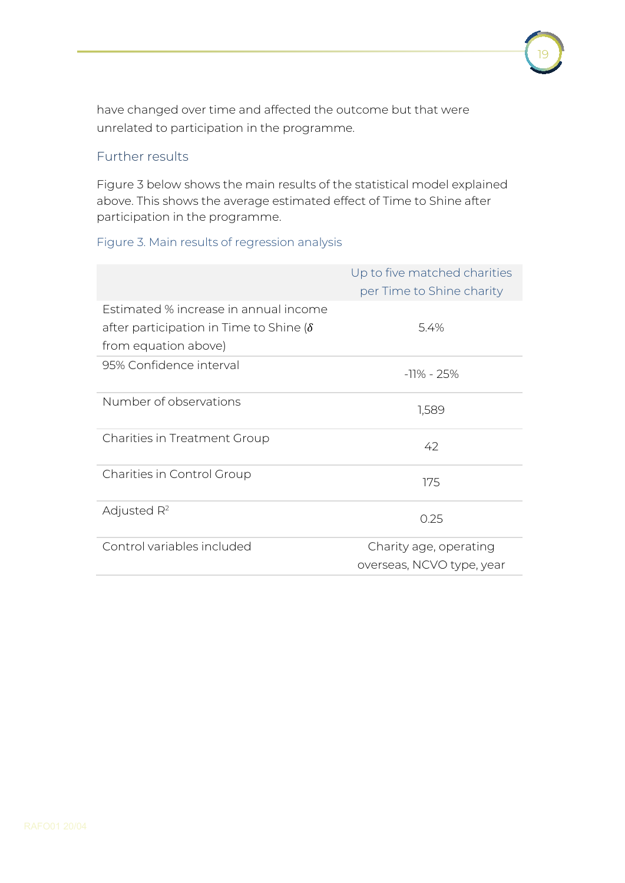have changed over time and affected the outcome but that were unrelated to participation in the programme.

### Further results

Figure 3 below shows the main results of the statistical model explained above. This shows the average estimated effect of Time to Shine after participation in the programme.

Figure 3. Main results of regression analysis

| | Up to five matched charities per Time to Shine charity |
|---|---|
| Estimated % increase in annual income after participation in Time to Shine ($\delta$ from equation above) | 5.4% |
| 95% Confidence interval | -11% - 25% |
| Number of observations | 1,589 |
| Charities in Treatment Group | 42 |
| Charities in Control Group | 175 |
| Adjusted $R^2$ | 0.25 |
| Control variables included | Charity age, operating overseas, NCVO type, year |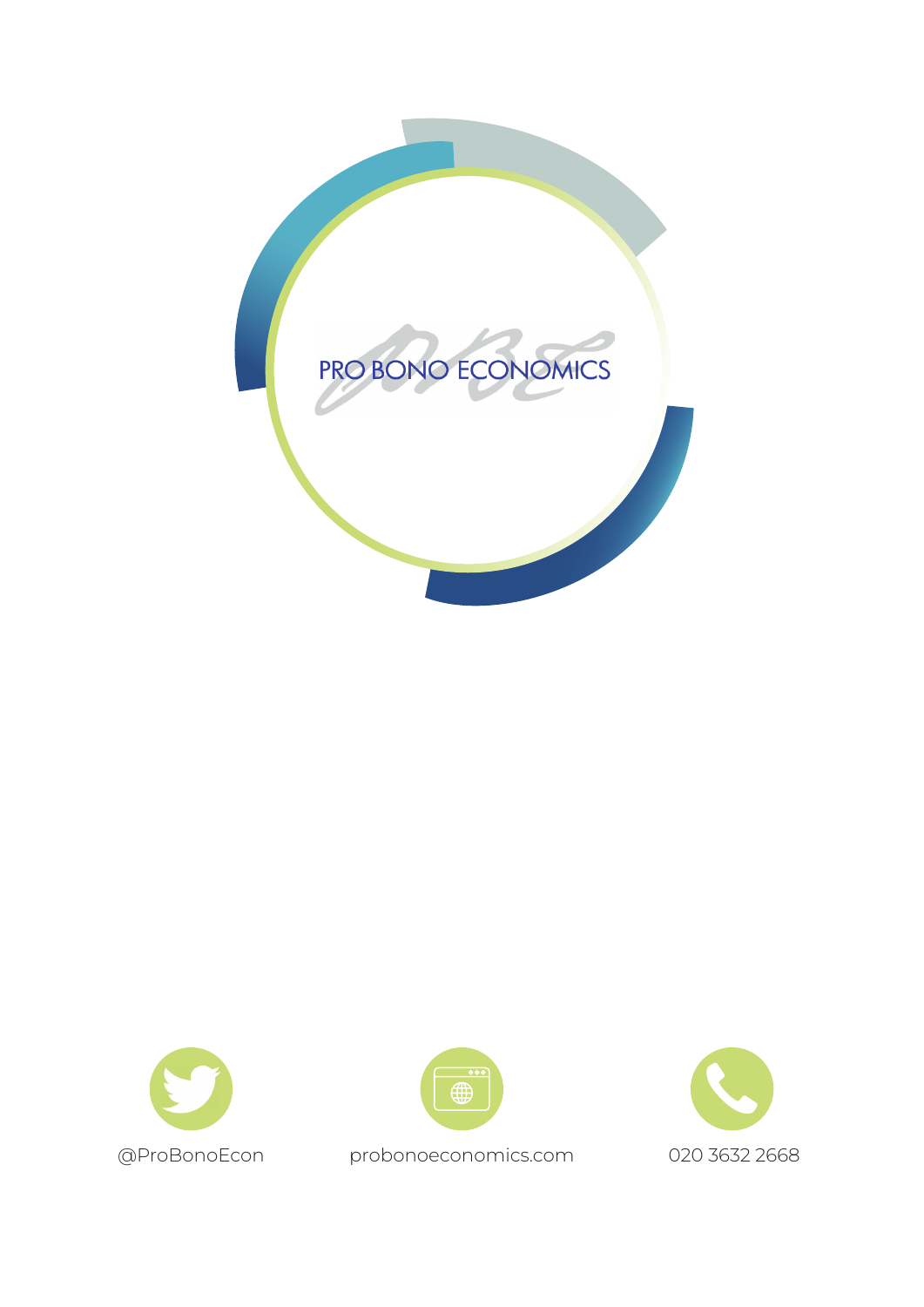PRO BONO ECONOMICS

@ProBonoEcon

probonoeconomics.com

020 3632 2668